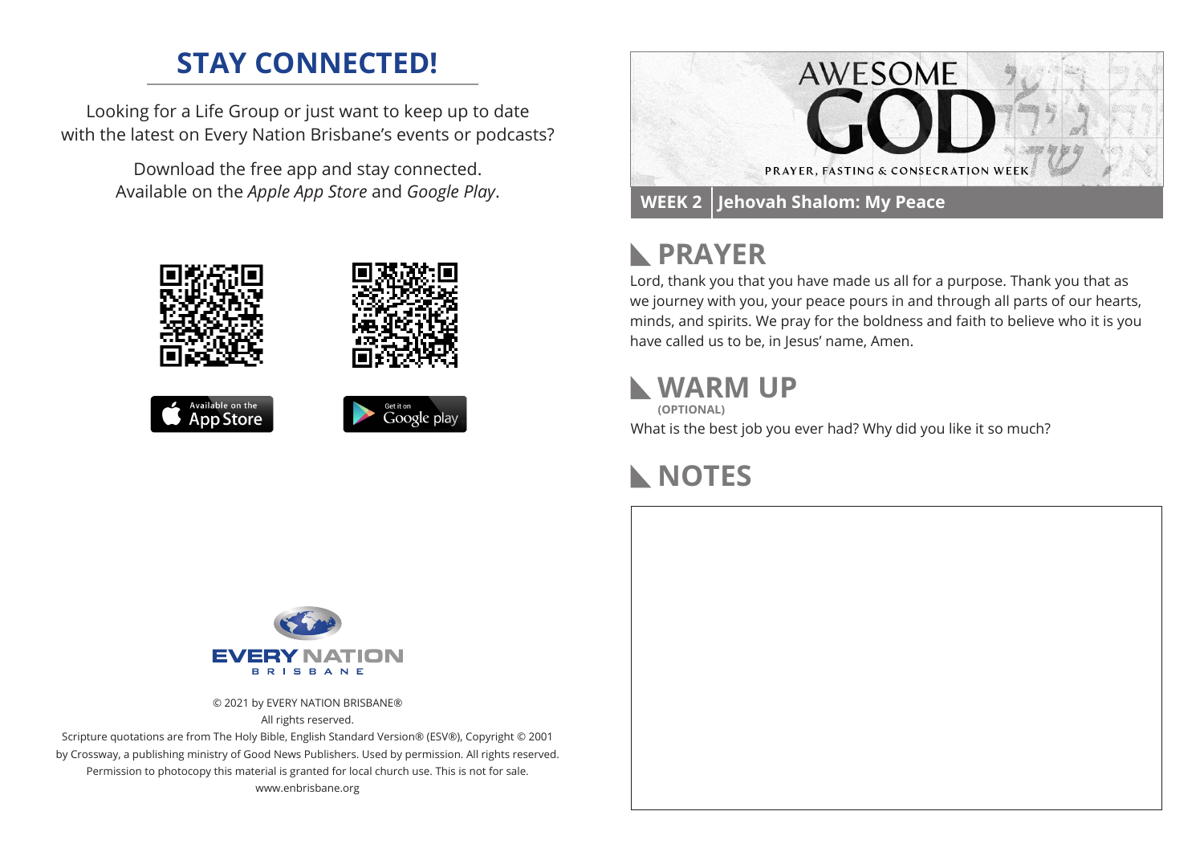## STAY CONNECTED!

Looking for a Life Group or just want to keep up to date with the latest on Every Nation Brisbane's events or podcasts?

Download the free app and stay connected. Available on the *Apple App Store* and *Google Play*.

Available on the App Store

Get it on Google play

EVERY NATION BRISBANE

© 2021 by EVERY NATION BRISBANE®
All rights reserved.
Scripture quotations are from The Holy Bible, English Standard Version® (ESV®), Copyright © 2001 by Crossway, a publishing ministry of Good News Publishers. Used by permission. All rights reserved.
Permission to photocopy this material is granted for local church use. This is not for sale.
www.enbrisbane.org

# AWESOME GOD

PRAYER, FASTING & CONSECRATION WEEK

**WEEK 2** | **Jehovah Shalom: My Peace**

## PRAYER

Lord, thank you that you have made us all for a purpose. Thank you that as we journey with you, your peace pours in and through all parts of our hearts, minds, and spirits. We pray for the boldness and faith to believe who it is you have called us to be, in Jesus' name, Amen.

## WARM UP

**(OPTIONAL)**

What is the best job you ever had? Why did you like it so much?

## NOTES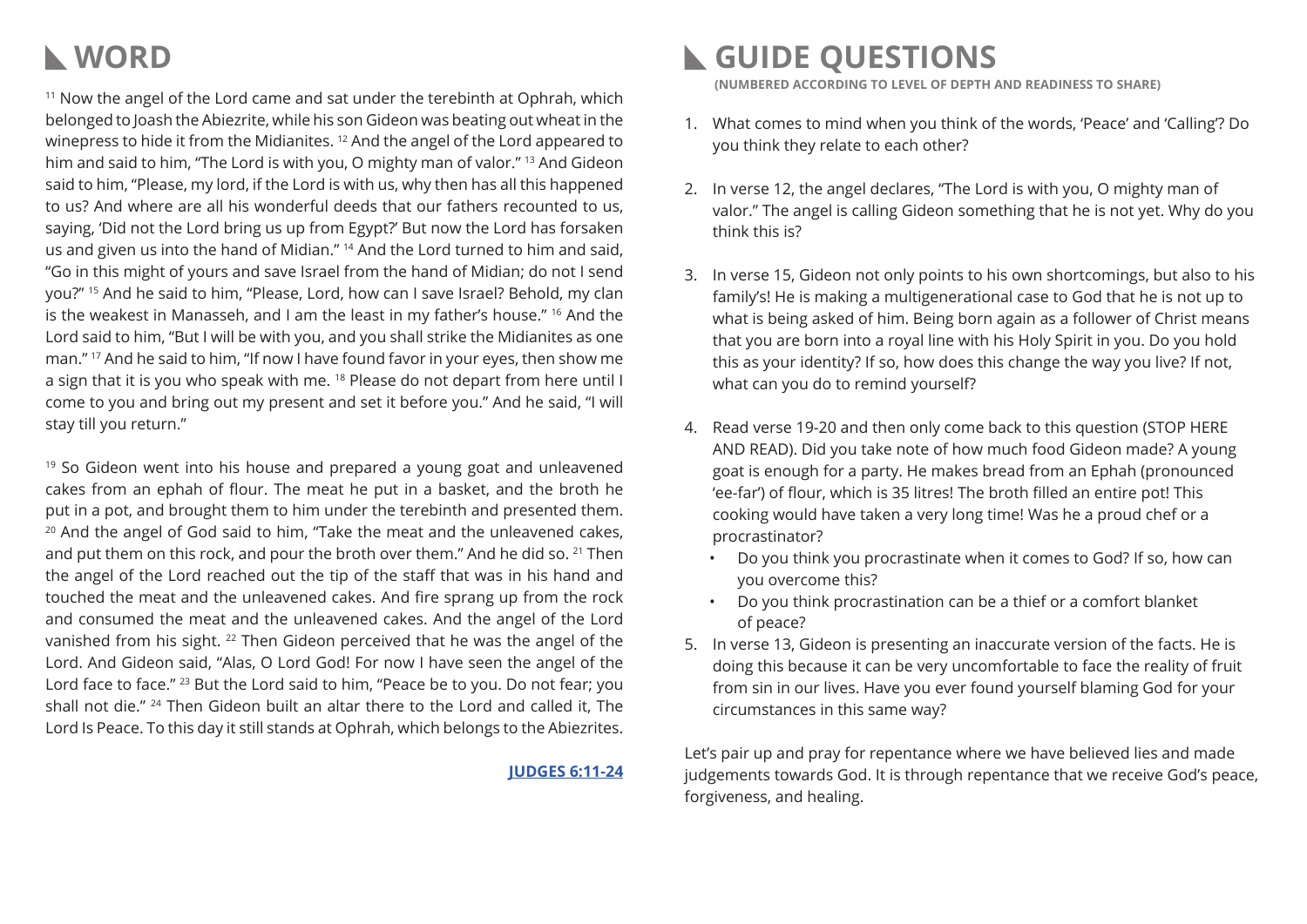## WORD

[11] Now the angel of the Lord came and sat under the terebinth at Ophrah, which belonged to Joash the Abiezrite, while his son Gideon was beating out wheat in the winepress to hide it from the Midianites. [12] And the angel of the Lord appeared to him and said to him, "The Lord is with you, O mighty man of valor." [13] And Gideon said to him, "Please, my lord, if the Lord is with us, why then has all this happened to us? And where are all his wonderful deeds that our fathers recounted to us, saying, 'Did not the Lord bring us up from Egypt?' But now the Lord has forsaken us and given us into the hand of Midian." [14] And the Lord turned to him and said, "Go in this might of yours and save Israel from the hand of Midian; do not I send you?" [15] And he said to him, "Please, Lord, how can I save Israel? Behold, my clan is the weakest in Manasseh, and I am the least in my father's house." [16] And the Lord said to him, "But I will be with you, and you shall strike the Midianites as one man." [17] And he said to him, "If now I have found favor in your eyes, then show me a sign that it is you who speak with me. [18] Please do not depart from here until I come to you and bring out my present and set it before you." And he said, "I will stay till you return."

[19] So Gideon went into his house and prepared a young goat and unleavened cakes from an ephah of flour. The meat he put in a basket, and the broth he put in a pot, and brought them to him under the terebinth and presented them. [20] And the angel of God said to him, "Take the meat and the unleavened cakes, and put them on this rock, and pour the broth over them." And he did so. [21] Then the angel of the Lord reached out the tip of the staff that was in his hand and touched the meat and the unleavened cakes. And fire sprang up from the rock and consumed the meat and the unleavened cakes. And the angel of the Lord vanished from his sight. [22] Then Gideon perceived that he was the angel of the Lord. And Gideon said, "Alas, O Lord God! For now I have seen the angel of the Lord face to face." [23] But the Lord said to him, "Peace be to you. Do not fear; you shall not die." [24] Then Gideon built an altar there to the Lord and called it, The Lord Is Peace. To this day it still stands at Ophrah, which belongs to the Abiezrites.

**JUDGES 6:11-24**

## GUIDE QUESTIONS

**(NUMBERED ACCORDING TO LEVEL OF DEPTH AND READINESS TO SHARE)**

1. What comes to mind when you think of the words, 'Peace' and 'Calling'? Do you think they relate to each other?
2. In verse 12, the angel declares, "The Lord is with you, O mighty man of valor." The angel is calling Gideon something that he is not yet. Why do you think this is?
3. In verse 15, Gideon not only points to his own shortcomings, but also to his family's! He is making a multigenerational case to God that he is not up to what is being asked of him. Being born again as a follower of Christ means that you are born into a royal line with his Holy Spirit in you. Do you hold this as your identity? If so, how does this change the way you live? If not, what can you do to remind yourself?
4. Read verse 19-20 and then only come back to this question (STOP HERE AND READ). Did you take note of how much food Gideon made? A young goat is enough for a party. He makes bread from an Ephah (pronounced 'ee-far') of flour, which is 35 litres! The broth filled an entire pot! This cooking would have taken a very long time! Was he a proud chef or a procrastinator?
   - Do you think you procrastinate when it comes to God? If so, how can you overcome this?
   - Do you think procrastination can be a thief or a comfort blanket of peace?
5. In verse 13, Gideon is presenting an inaccurate version of the facts. He is doing this because it can be very uncomfortable to face the reality of fruit from sin in our lives. Have you ever found yourself blaming God for your circumstances in this same way?

Let's pair up and pray for repentance where we have believed lies and made judgements towards God. It is through repentance that we receive God's peace, forgiveness, and healing.